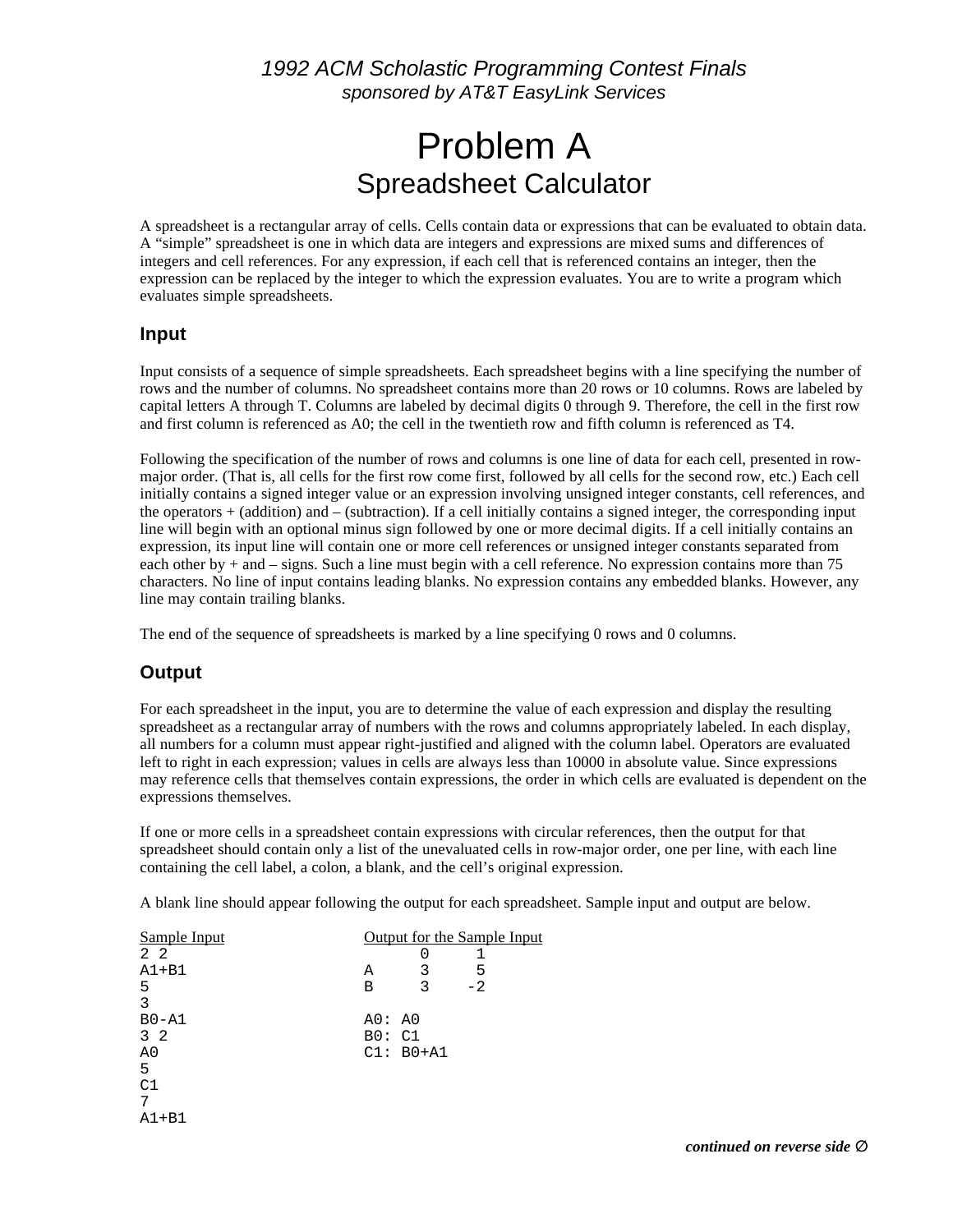*1992 ACM Scholastic Programming Contest Finals*
*sponsored by AT&T EasyLink Services*

# Problem A
## Spreadsheet Calculator

A spreadsheet is a rectangular array of cells. Cells contain data or expressions that can be evaluated to obtain data. A "simple" spreadsheet is one in which data are integers and expressions are mixed sums and differences of integers and cell references. For any expression, if each cell that is referenced contains an integer, then the expression can be replaced by the integer to which the expression evaluates. You are to write a program which evaluates simple spreadsheets.

### Input

Input consists of a sequence of simple spreadsheets. Each spreadsheet begins with a line specifying the number of rows and the number of columns. No spreadsheet contains more than 20 rows or 10 columns. Rows are labeled by capital letters A through T. Columns are labeled by decimal digits 0 through 9. Therefore, the cell in the first row and first column is referenced as A0; the cell in the twentieth row and fifth column is referenced as T4.

Following the specification of the number of rows and columns is one line of data for each cell, presented in row-major order. (That is, all cells for the first row come first, followed by all cells for the second row, etc.) Each cell initially contains a signed integer value or an expression involving unsigned integer constants, cell references, and the operators + (addition) and – (subtraction). If a cell initially contains a signed integer, the corresponding input line will begin with an optional minus sign followed by one or more decimal digits. If a cell initially contains an expression, its input line will contain one or more cell references or unsigned integer constants separated from each other by + and – signs. Such a line must begin with a cell reference. No expression contains more than 75 characters. No line of input contains leading blanks. No expression contains any embedded blanks. However, any line may contain trailing blanks.

The end of the sequence of spreadsheets is marked by a line specifying 0 rows and 0 columns.

### Output

For each spreadsheet in the input, you are to determine the value of each expression and display the resulting spreadsheet as a rectangular array of numbers with the rows and columns appropriately labeled. In each display, all numbers for a column must appear right-justified and aligned with the column label. Operators are evaluated left to right in each expression; values in cells are always less than 10000 in absolute value. Since expressions may reference cells that themselves contain expressions, the order in which cells are evaluated is dependent on the expressions themselves.

If one or more cells in a spreadsheet contain expressions with circular references, then the output for that spreadsheet should contain only a list of the unevaluated cells in row-major order, one per line, with each line containing the cell label, a colon, a blank, and the cell's original expression.

A blank line should appear following the output for each spreadsheet. Sample input and output are below.

Sample Input
```
2 2
A1+B1
5
3
B0-A1
3 2
A0
5
C1
7
A1+B1
```

Output for the Sample Input
```
      0     1
A     3     5
B     3    -2

A0: A0
B0: C1
C1: B0+A1
```

***continued on reverse side*** ∅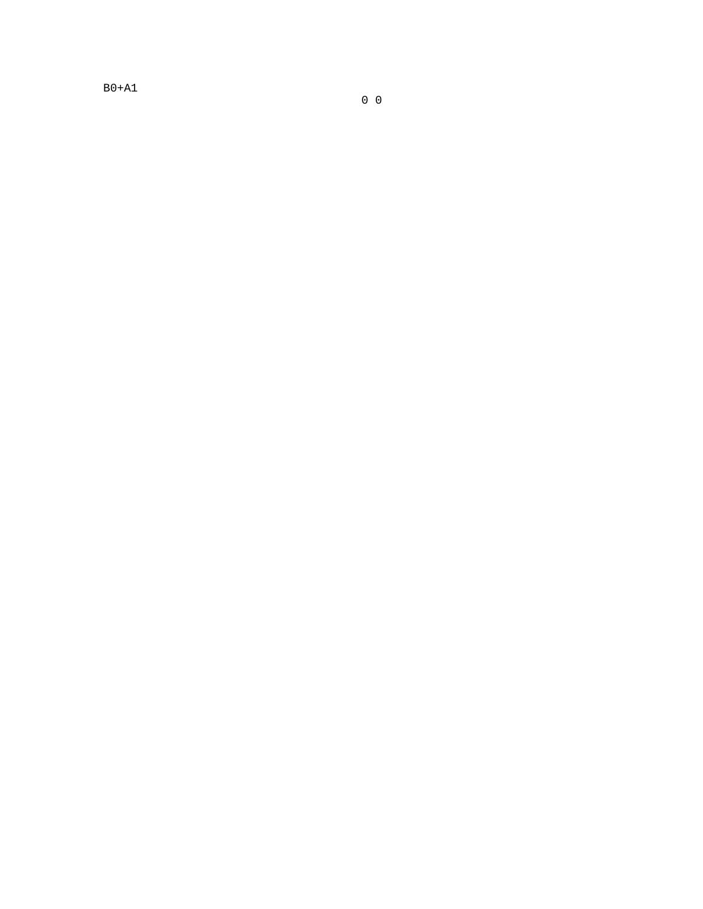B0+A1

0 0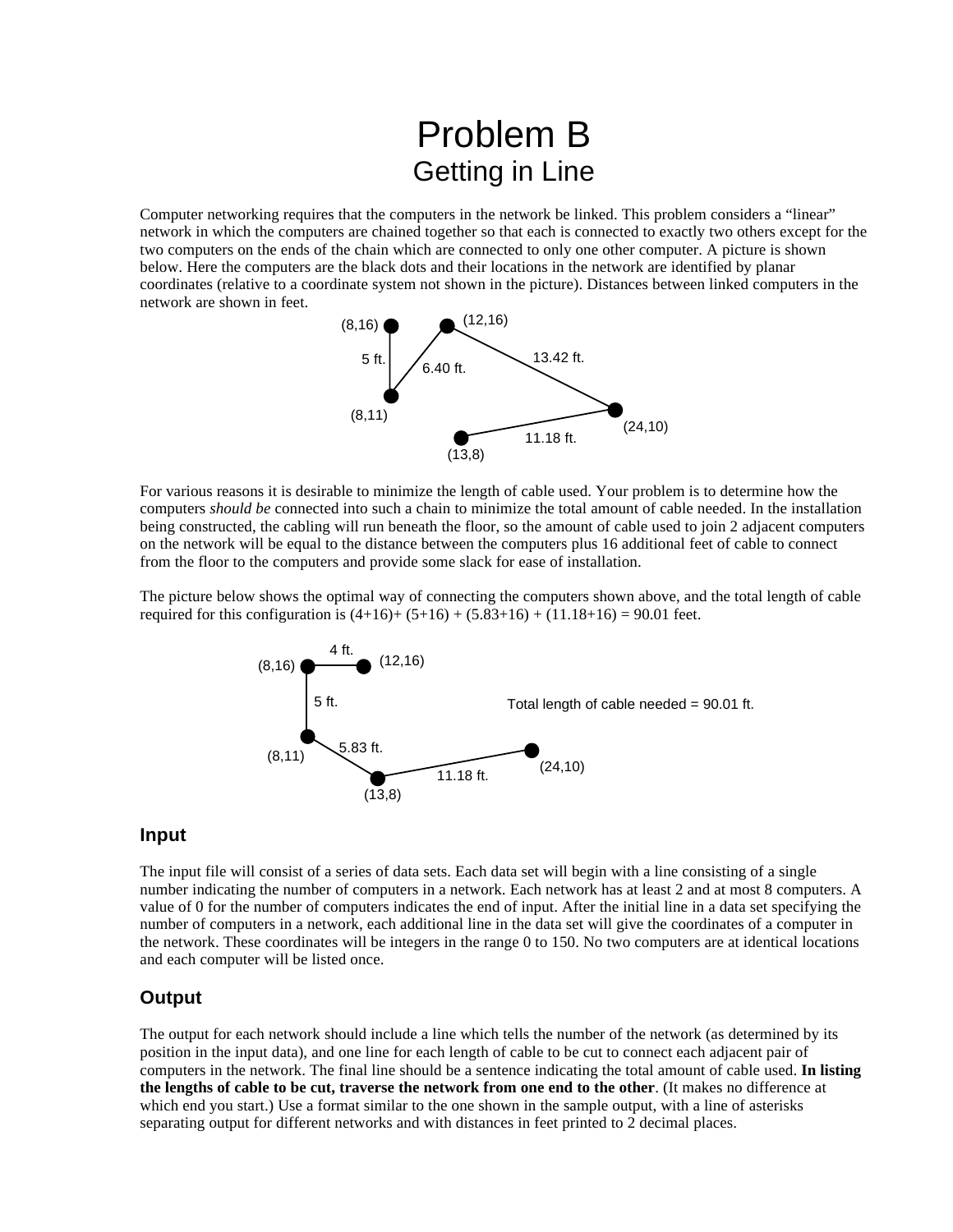# Problem B
## Getting in Line

Computer networking requires that the computers in the network be linked. This problem considers a "linear" network in which the computers are chained together so that each is connected to exactly two others except for the two computers on the ends of the chain which are connected to only one other computer. A picture is shown below. Here the computers are the black dots and their locations in the network are identified by planar coordinates (relative to a coordinate system not shown in the picture). Distances between linked computers in the network are shown in feet.

For various reasons it is desirable to minimize the length of cable used. Your problem is to determine how the computers *should be* connected into such a chain to minimize the total amount of cable needed. In the installation being constructed, the cabling will run beneath the floor, so the amount of cable used to join 2 adjacent computers on the network will be equal to the distance between the computers plus 16 additional feet of cable to connect from the floor to the computers and provide some slack for ease of installation.

The picture below shows the optimal way of connecting the computers shown above, and the total length of cable required for this configuration is (4+16)+ (5+16) + (5.83+16) + (11.18+16) = 90.01 feet.

## Input

The input file will consist of a series of data sets. Each data set will begin with a line consisting of a single number indicating the number of computers in a network. Each network has at least 2 and at most 8 computers. A value of 0 for the number of computers indicates the end of input. After the initial line in a data set specifying the number of computers in a network, each additional line in the data set will give the coordinates of a computer in the network. These coordinates will be integers in the range 0 to 150. No two computers are at identical locations and each computer will be listed once.

## Output

The output for each network should include a line which tells the number of the network (as determined by its position in the input data), and one line for each length of cable to be cut to connect each adjacent pair of computers in the network. The final line should be a sentence indicating the total amount of cable used. **In listing the lengths of cable to be cut, traverse the network from one end to the other**. (It makes no difference at which end you start.) Use a format similar to the one shown in the sample output, with a line of asterisks separating output for different networks and with distances in feet printed to 2 decimal places.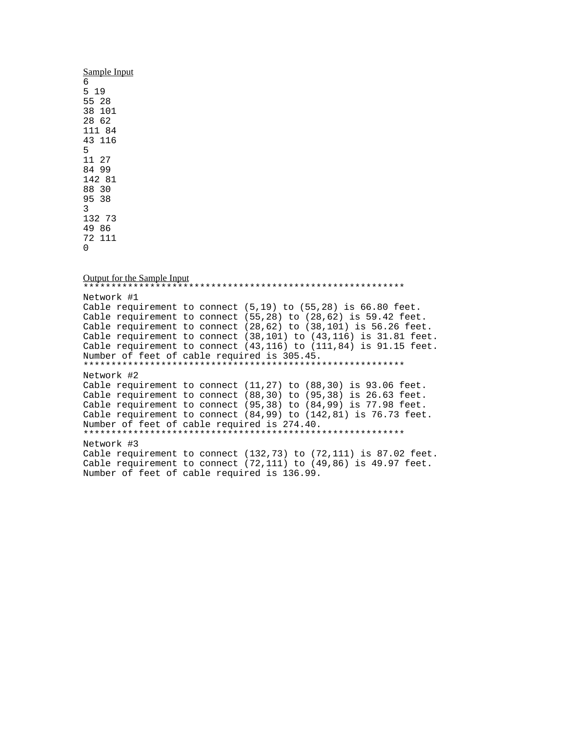Sample Input

```
6
5 19
55 28
38 101
28 62
111 84
43 116
5
11 27
84 99
142 81
88 30
95 38
3
132 73
49 86
72 111
0
```

Output for the Sample Input

```
**********************************************************
Network #1
Cable requirement to connect (5,19) to (55,28) is 66.80 feet.
Cable requirement to connect (55,28) to (28,62) is 59.42 feet.
Cable requirement to connect (28,62) to (38,101) is 56.26 feet.
Cable requirement to connect (38,101) to (43,116) is 31.81 feet.
Cable requirement to connect (43,116) to (111,84) is 91.15 feet.
Number of feet of cable required is 305.45.
**********************************************************
Network #2
Cable requirement to connect (11,27) to (88,30) is 93.06 feet.
Cable requirement to connect (88,30) to (95,38) is 26.63 feet.
Cable requirement to connect (95,38) to (84,99) is 77.98 feet.
Cable requirement to connect (84,99) to (142,81) is 76.73 feet.
Number of feet of cable required is 274.40.
**********************************************************
Network #3
Cable requirement to connect (132,73) to (72,111) is 87.02 feet.
Cable requirement to connect (72,111) to (49,86) is 49.97 feet.
Number of feet of cable required is 136.99.
```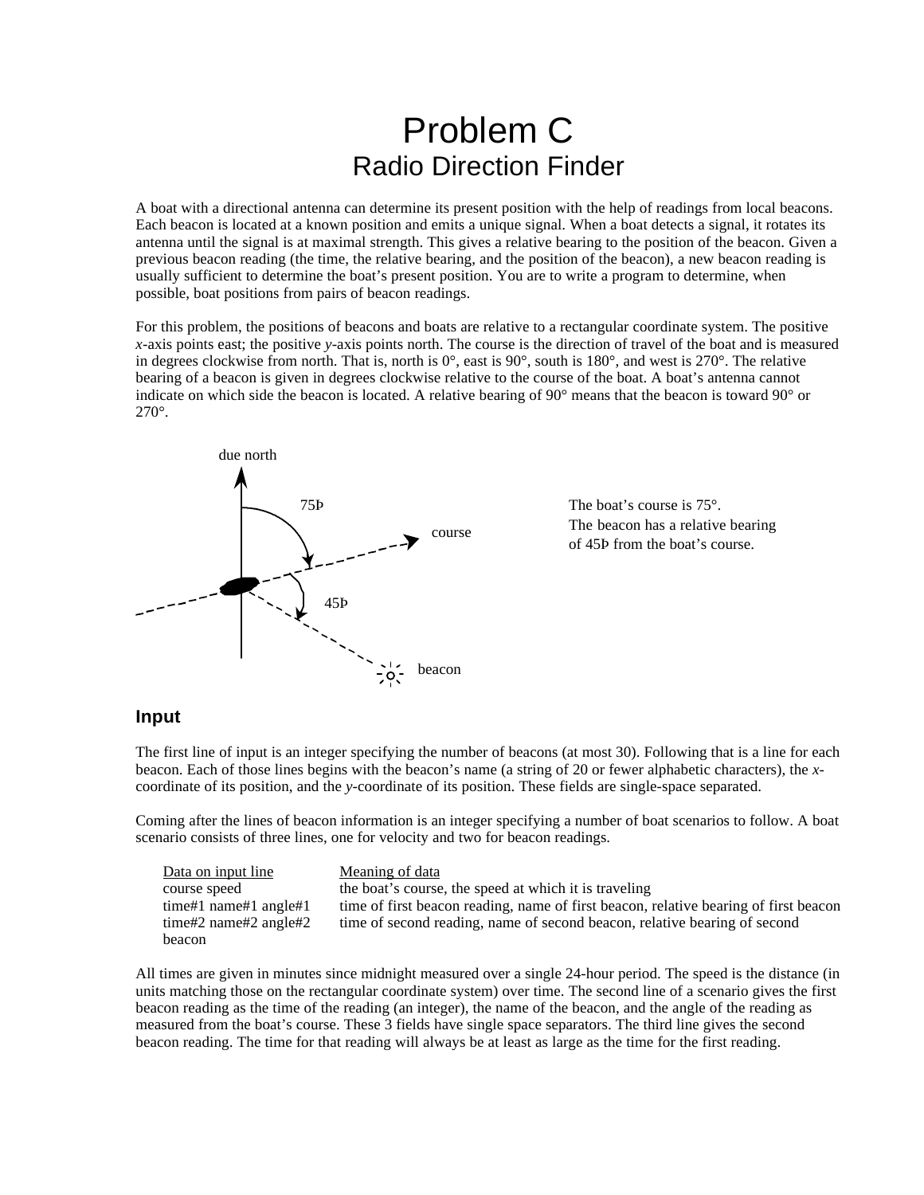# Problem C
## Radio Direction Finder

A boat with a directional antenna can determine its present position with the help of readings from local beacons. Each beacon is located at a known position and emits a unique signal. When a boat detects a signal, it rotates its antenna until the signal is at maximal strength. This gives a relative bearing to the position of the beacon. Given a previous beacon reading (the time, the relative bearing, and the position of the beacon), a new beacon reading is usually sufficient to determine the boat's present position. You are to write a program to determine, when possible, boat positions from pairs of beacon readings.

For this problem, the positions of beacons and boats are relative to a rectangular coordinate system. The positive *x*-axis points east; the positive *y*-axis points north. The course is the direction of travel of the boat and is measured in degrees clockwise from north. That is, north is 0°, east is 90°, south is 180°, and west is 270°. The relative bearing of a beacon is given in degrees clockwise relative to the course of the boat. A boat's antenna cannot indicate on which side the beacon is located. A relative bearing of 90° means that the beacon is toward 90° or 270°.

due north

75Þ

course

45Þ

beacon

The boat's course is 75°.
The beacon has a relative bearing of 45Þ from the boat's course.

### Input

The first line of input is an integer specifying the number of beacons (at most 30). Following that is a line for each beacon. Each of those lines begins with the beacon's name (a string of 20 or fewer alphabetic characters), the *x*-coordinate of its position, and the *y*-coordinate of its position. These fields are single-space separated.

Coming after the lines of beacon information is an integer specifying a number of boat scenarios to follow. A boat scenario consists of three lines, one for velocity and two for beacon readings.

| Data on input line | Meaning of data |
|---|---|
| course speed | the boat's course, the speed at which it is traveling |
| time#1 name#1 angle#1 | time of first beacon reading, name of first beacon, relative bearing of first beacon |
| time#2 name#2 angle#2 | time of second reading, name of second beacon, relative bearing of second beacon |

All times are given in minutes since midnight measured over a single 24-hour period. The speed is the distance (in units matching those on the rectangular coordinate system) over time. The second line of a scenario gives the first beacon reading as the time of the reading (an integer), the name of the beacon, and the angle of the reading as measured from the boat's course. These 3 fields have single space separators. The third line gives the second beacon reading. The time for that reading will always be at least as large as the time for the first reading.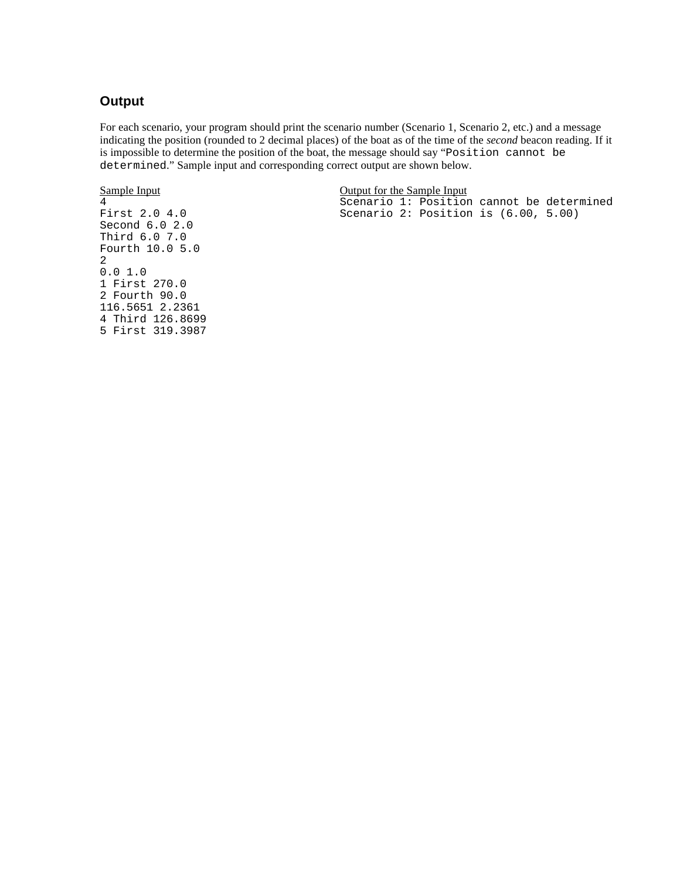## Output

For each scenario, your program should print the scenario number (Scenario 1, Scenario 2, etc.) and a message indicating the position (rounded to 2 decimal places) of the boat as of the time of the *second* beacon reading. If it is impossible to determine the position of the boat, the message should say "`Position cannot be determined`." Sample input and corresponding correct output are shown below.

Sample Input

```
4
First 2.0 4.0
Second 6.0 2.0
Third 6.0 7.0
Fourth 10.0 5.0
2
0.0 1.0
1 First 270.0
2 Fourth 90.0
116.5651 2.2361
4 Third 126.8699
5 First 319.3987
```

Output for the Sample Input

```
Scenario 1: Position cannot be determined
Scenario 2: Position is (6.00, 5.00)
```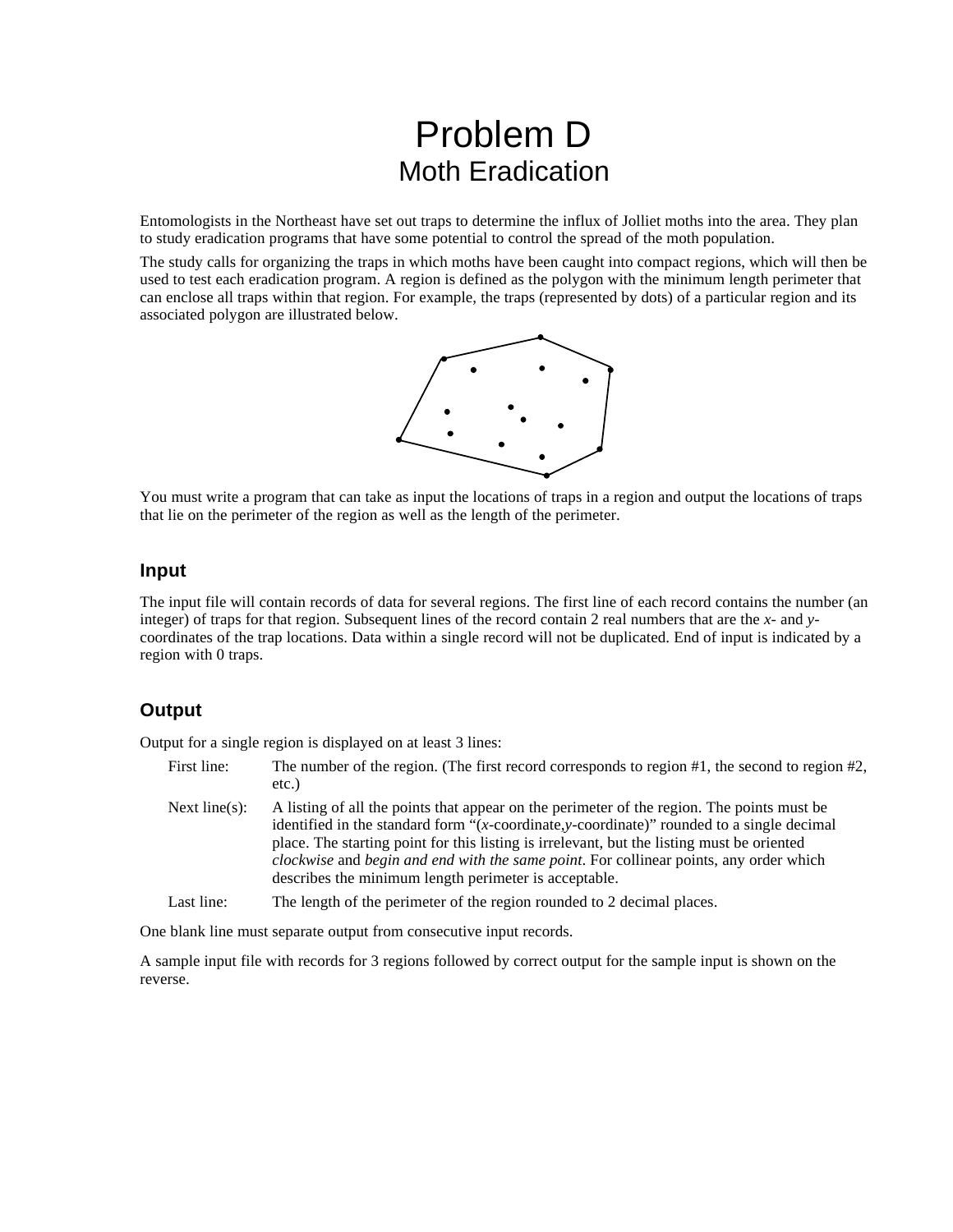# Problem D
## Moth Eradication

Entomologists in the Northeast have set out traps to determine the influx of Jolliet moths into the area. They plan to study eradication programs that have some potential to control the spread of the moth population.

The study calls for organizing the traps in which moths have been caught into compact regions, which will then be used to test each eradication program. A region is defined as the polygon with the minimum length perimeter that can enclose all traps within that region. For example, the traps (represented by dots) of a particular region and its associated polygon are illustrated below.

You must write a program that can take as input the locations of traps in a region and output the locations of traps that lie on the perimeter of the region as well as the length of the perimeter.

### Input

The input file will contain records of data for several regions. The first line of each record contains the number (an integer) of traps for that region. Subsequent lines of the record contain 2 real numbers that are the *x*- and *y*-coordinates of the trap locations. Data within a single record will not be duplicated. End of input is indicated by a region with 0 traps.

### Output

Output for a single region is displayed on at least 3 lines:

- First line: The number of the region. (The first record corresponds to region #1, the second to region #2, etc.)
- Next line(s): A listing of all the points that appear on the perimeter of the region. The points must be identified in the standard form "(*x*-coordinate,*y*-coordinate)" rounded to a single decimal place. The starting point for this listing is irrelevant, but the listing must be oriented *clockwise* and *begin and end with the same point*. For collinear points, any order which describes the minimum length perimeter is acceptable.
- Last line: The length of the perimeter of the region rounded to 2 decimal places.

One blank line must separate output from consecutive input records.

A sample input file with records for 3 regions followed by correct output for the sample input is shown on the reverse.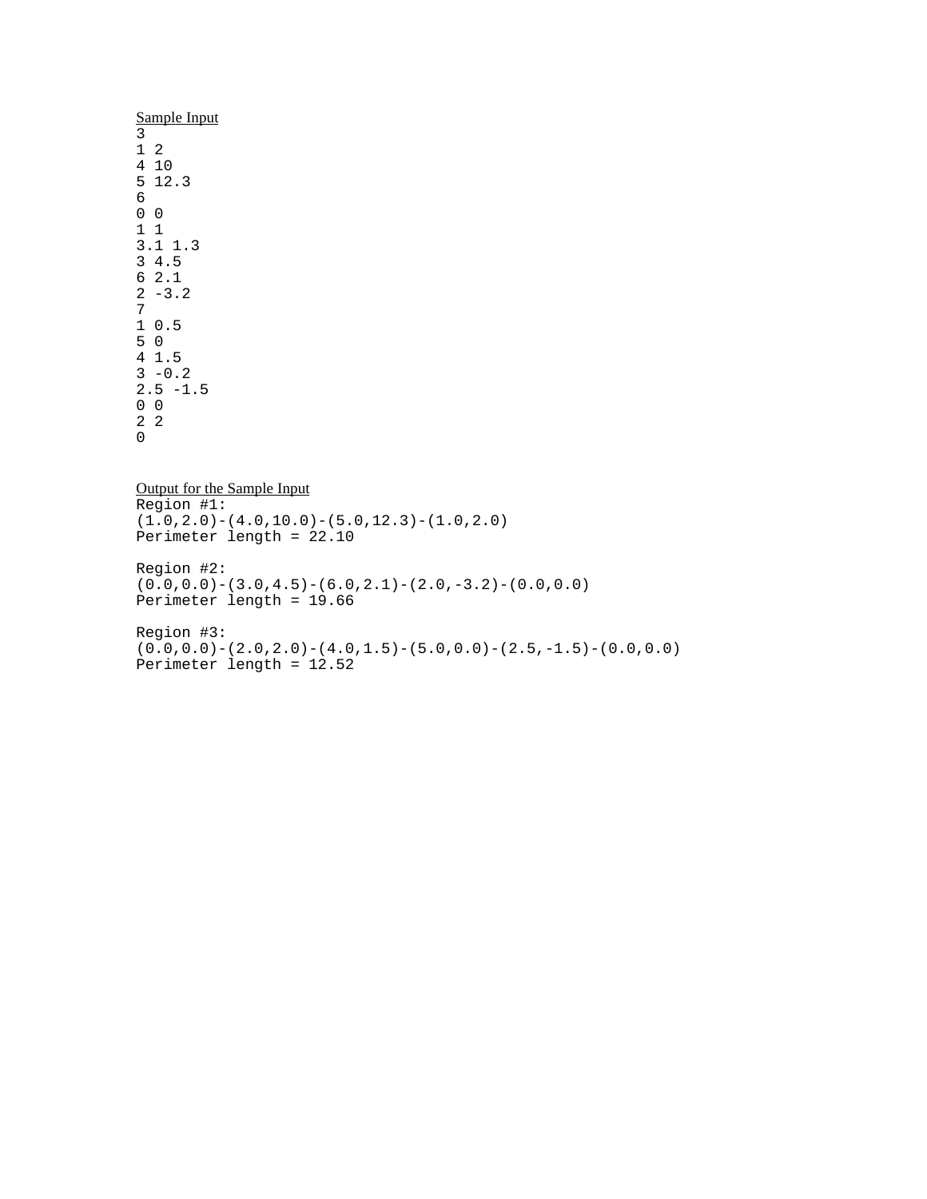Sample Input

```
3
1 2
4 10
5 12.3
6
0 0
1 1
3.1 1.3
3 4.5
6 2.1
2 -3.2
7
1 0.5
5 0
4 1.5
3 -0.2
2.5 -1.5
0 0
2 2
0
```

Output for the Sample Input

```
Region #1:
(1.0,2.0)-(4.0,10.0)-(5.0,12.3)-(1.0,2.0)
Perimeter length = 22.10

Region #2:
(0.0,0.0)-(3.0,4.5)-(6.0,2.1)-(2.0,-3.2)-(0.0,0.0)
Perimeter length = 19.66

Region #3:
(0.0,0.0)-(2.0,2.0)-(4.0,1.5)-(5.0,0.0)-(2.5,-1.5)-(0.0,0.0)
Perimeter length = 12.52
```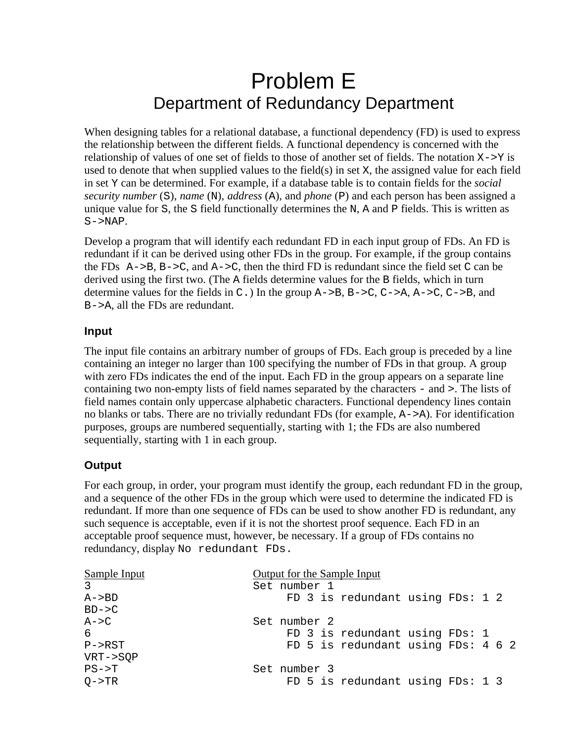# Problem E

## Department of Redundancy Department

When designing tables for a relational database, a functional dependency (FD) is used to express the relationship between the different fields. A functional dependency is concerned with the relationship of values of one set of fields to those of another set of fields. The notation `X->Y` is used to denote that when supplied values to the field(s) in set `X`, the assigned value for each field in set `Y` can be determined. For example, if a database table is to contain fields for the *social security number* (`S`), *name* (`N`), *address* (`A`), and *phone* (`P`) and each person has been assigned a unique value for `S`, the `S` field functionally determines the `N`, `A` and `P` fields. This is written as `S->NAP`.

Develop a program that will identify each redundant FD in each input group of FDs. An FD is redundant if it can be derived using other FDs in the group. For example, if the group contains the FDs `A->B`, `B->C`, and `A->C`, then the third FD is redundant since the field set `C` can be derived using the first two. (The `A` fields determine values for the `B` fields, which in turn determine values for the fields in `C`.) In the group `A->B`, `B->C`, `C->A`, `A->C`, `C->B`, and `B->A`, all the FDs are redundant.

### Input

The input file contains an arbitrary number of groups of FDs. Each group is preceded by a line containing an integer no larger than 100 specifying the number of FDs in that group. A group with zero FDs indicates the end of the input. Each FD in the group appears on a separate line containing two non-empty lists of field names separated by the characters `-` and `>`. The lists of field names contain only uppercase alphabetic characters. Functional dependency lines contain no blanks or tabs. There are no trivially redundant FDs (for example, `A->A`). For identification purposes, groups are numbered sequentially, starting with 1; the FDs are also numbered sequentially, starting with 1 in each group.

### Output

For each group, in order, your program must identify the group, each redundant FD in the group, and a sequence of the other FDs in the group which were used to determine the indicated FD is redundant. If more than one sequence of FDs can be used to show another FD is redundant, any such sequence is acceptable, even if it is not the shortest proof sequence. Each FD in an acceptable proof sequence must, however, be necessary. If a group of FDs contains no redundancy, display `No redundant FDs.`

Sample Input

```
3
A->BD
BD->C
A->C
6
P->RST
VRT->SQP
PS->T
Q->TR
```

Output for the Sample Input

```
Set number 1
     FD 3 is redundant using FDs: 1 2

Set number 2
     FD 3 is redundant using FDs: 1
     FD 5 is redundant using FDs: 4 6 2

Set number 3
     FD 5 is redundant using FDs: 1 3
```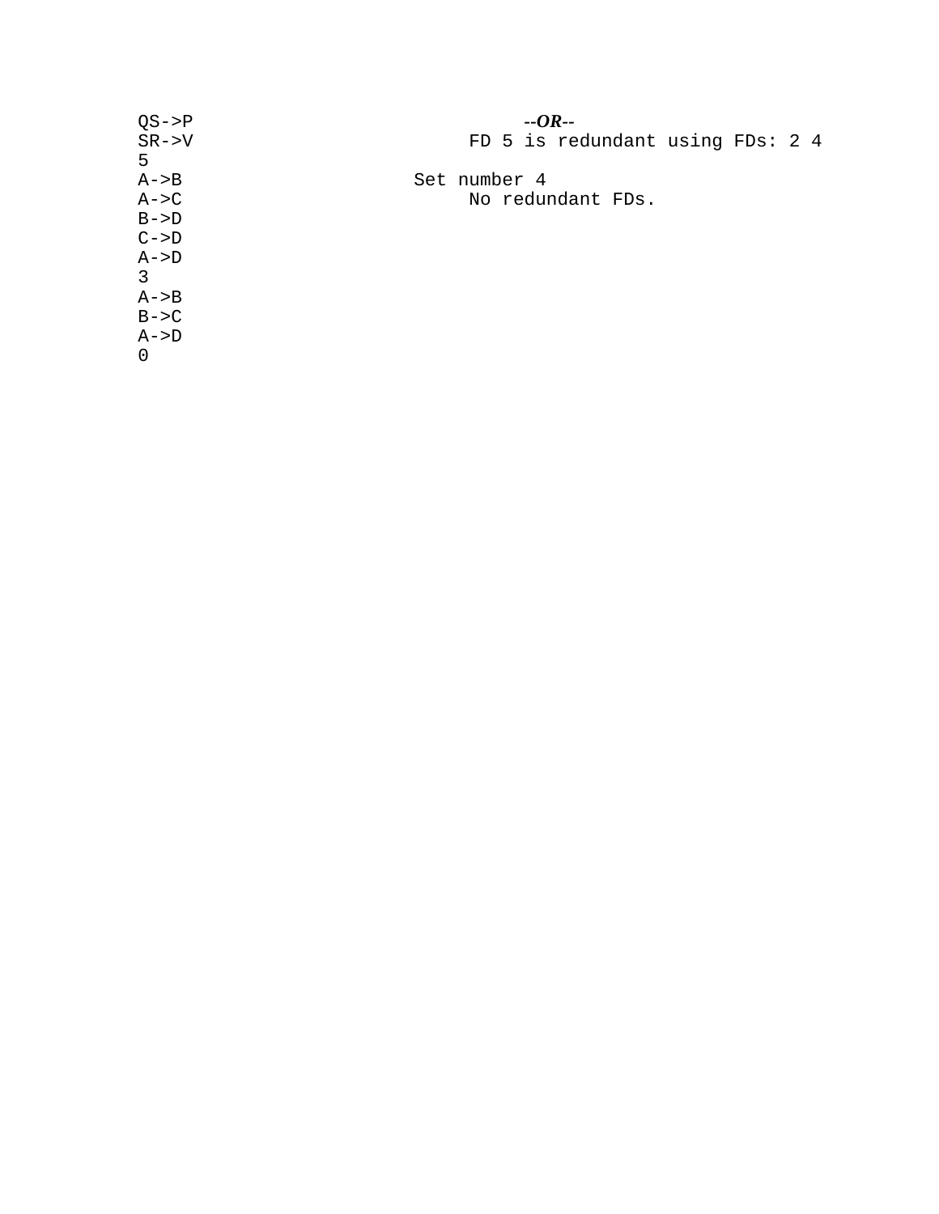```
QS->P
SR->V
5
A->B
A->C
B->D
C->D
A->D
3
A->B
B->C
A->D
0
```

***--OR--***

```
     FD 5 is redundant using FDs: 2 4

Set number 4
     No redundant FDs.
```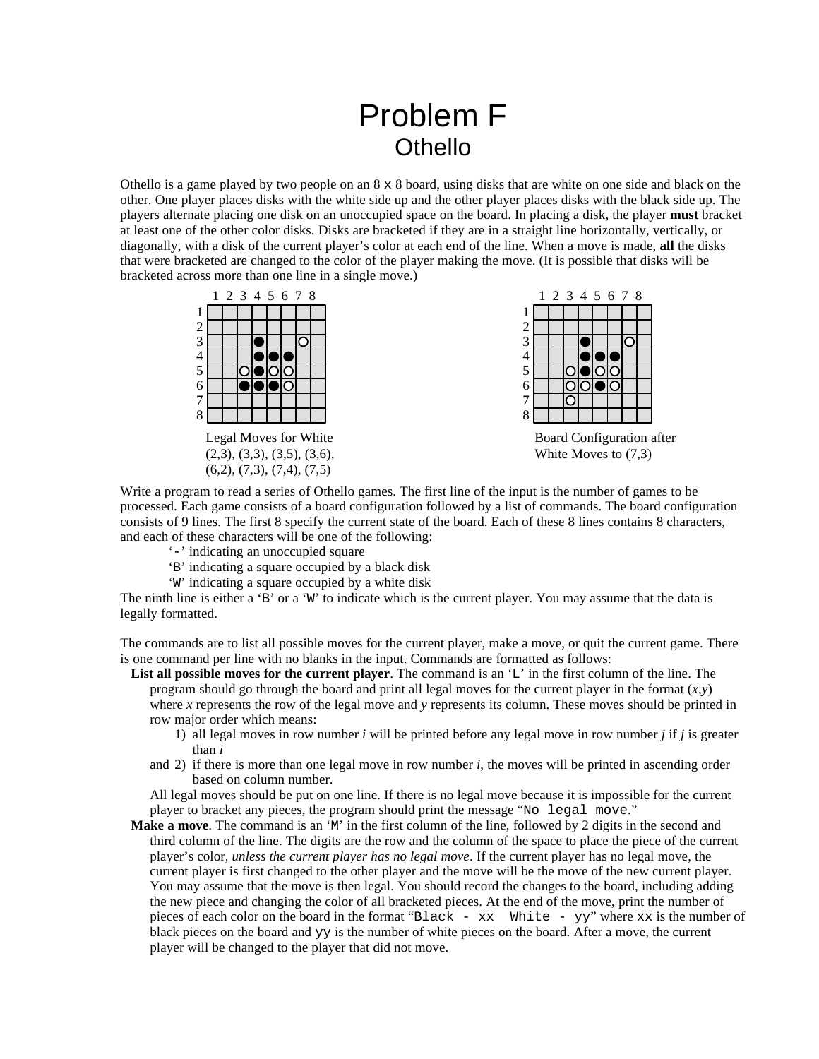# Problem F
## Othello

Othello is a game played by two people on an 8 x 8 board, using disks that are white on one side and black on the other. One player places disks with the white side up and the other player places disks with the black side up. The players alternate placing one disk on an unoccupied space on the board. In placing a disk, the player **must** bracket at least one of the other color disks. Disks are bracketed if they are in a straight line horizontally, vertically, or diagonally, with a disk of the current player's color at each end of the line. When a move is made, **all** the disks that were bracketed are changed to the color of the player making the move. (It is possible that disks will be bracketed across more than one line in a single move.)

1 2 3 4 5 6 7 8

1
2
3
4
5
6
7
8

Legal Moves for White
(2,3), (3,3), (3,5), (3,6),
(6,2), (7,3), (7,4), (7,5)

1 2 3 4 5 6 7 8

1
2
3
4
5
6
7
8

Board Configuration after
White Moves to (7,3)

Write a program to read a series of Othello games. The first line of the input is the number of games to be processed. Each game consists of a board configuration followed by a list of commands. The board configuration consists of 9 lines. The first 8 specify the current state of the board. Each of these 8 lines contains 8 characters, and each of these characters will be one of the following:

- '`-`' indicating an unoccupied square
- '`B`' indicating a square occupied by a black disk
- '`W`' indicating a square occupied by a white disk

The ninth line is either a '`B`' or a '`W`' to indicate which is the current player. You may assume that the data is legally formatted.

The commands are to list all possible moves for the current player, make a move, or quit the current game. There is one command per line with no blanks in the input. Commands are formatted as follows:

**List all possible moves for the current player**. The command is an '`L`' in the first column of the line. The program should go through the board and print all legal moves for the current player in the format (*x*,*y*) where *x* represents the row of the legal move and *y* represents its column. These moves should be printed in row major order which means:

1) all legal moves in row number *i* will be printed before any legal move in row number *j* if *j* is greater than *i*

and 2) if there is more than one legal move in row number *i*, the moves will be printed in ascending order based on column number.

All legal moves should be put on one line. If there is no legal move because it is impossible for the current player to bracket any pieces, the program should print the message "`No legal move`."

**Make a move**. The command is an '`M`' in the first column of the line, followed by 2 digits in the second and third column of the line. The digits are the row and the column of the space to place the piece of the current player's color, *unless the current player has no legal move*. If the current player has no legal move, the current player is first changed to the other player and the move will be the move of the new current player. You may assume that the move is then legal. You should record the changes to the board, including adding the new piece and changing the color of all bracketed pieces. At the end of the move, print the number of pieces of each color on the board in the format "`Black - xx  White - yy`" where `xx` is the number of black pieces on the board and `yy` is the number of white pieces on the board. After a move, the current player will be changed to the player that did not move.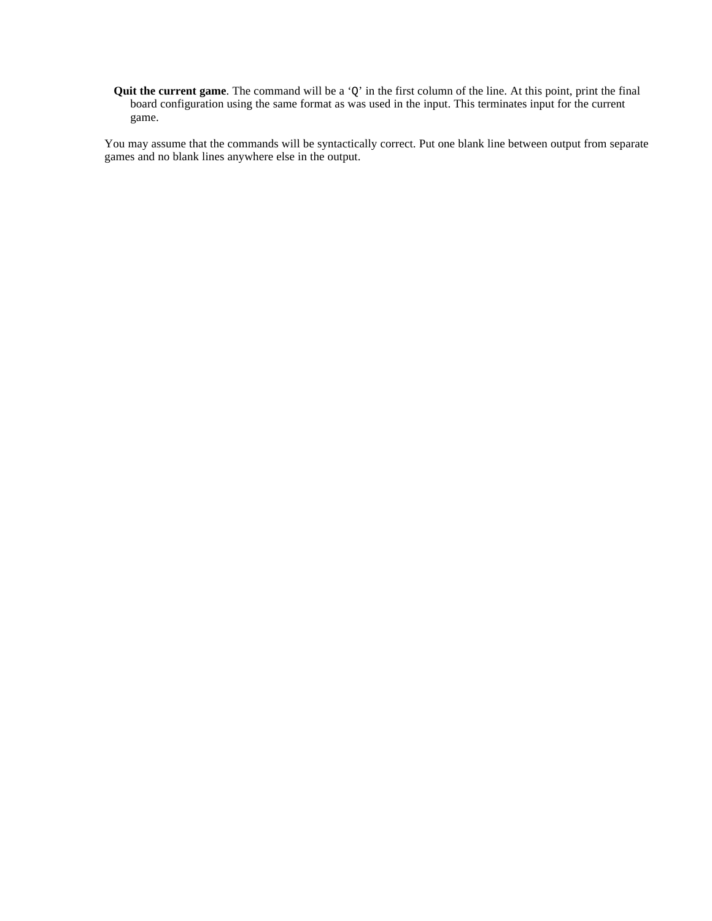**Quit the current game**. The command will be a ‘`Q`’ in the first column of the line. At this point, print the final board configuration using the same format as was used in the input. This terminates input for the current game.

You may assume that the commands will be syntactically correct. Put one blank line between output from separate games and no blank lines anywhere else in the output.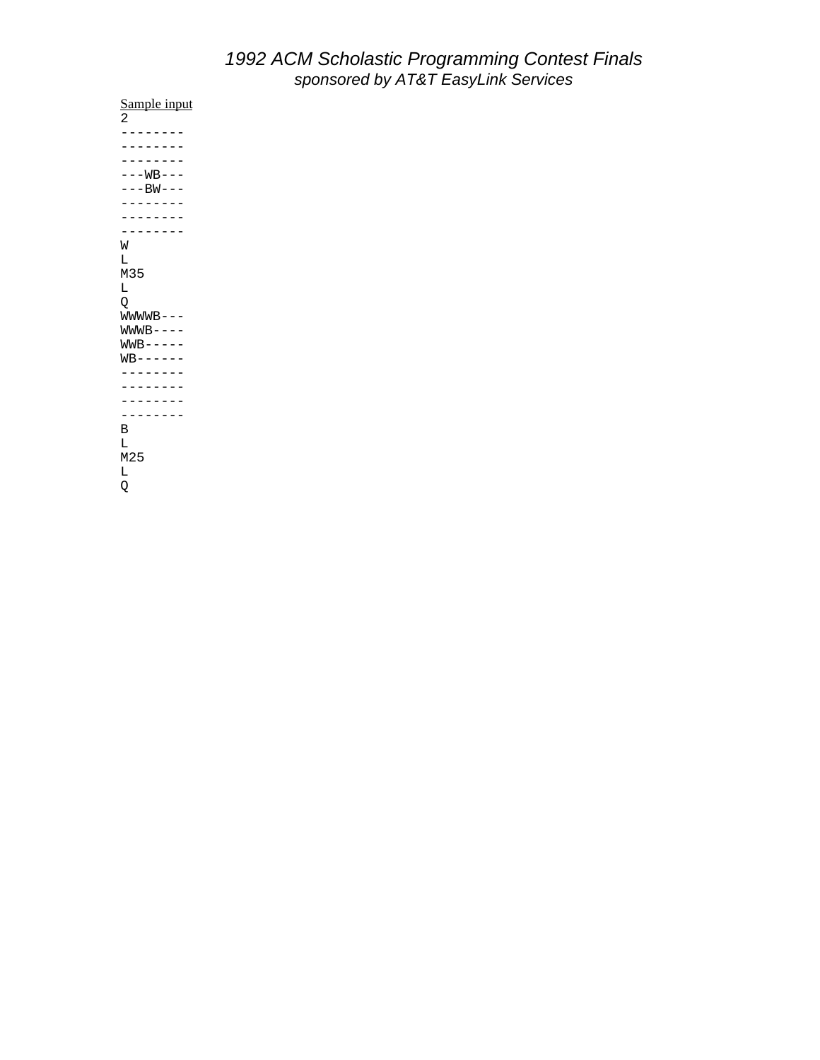Sample input

```
2
--------
--------
--------
---WB---
---BW---
--------
--------
--------
W
L
M35
L
Q
WWWWB---
WWWB----
WWB-----
WB------
--------
--------
--------
--------
B
L
M25
L
Q
```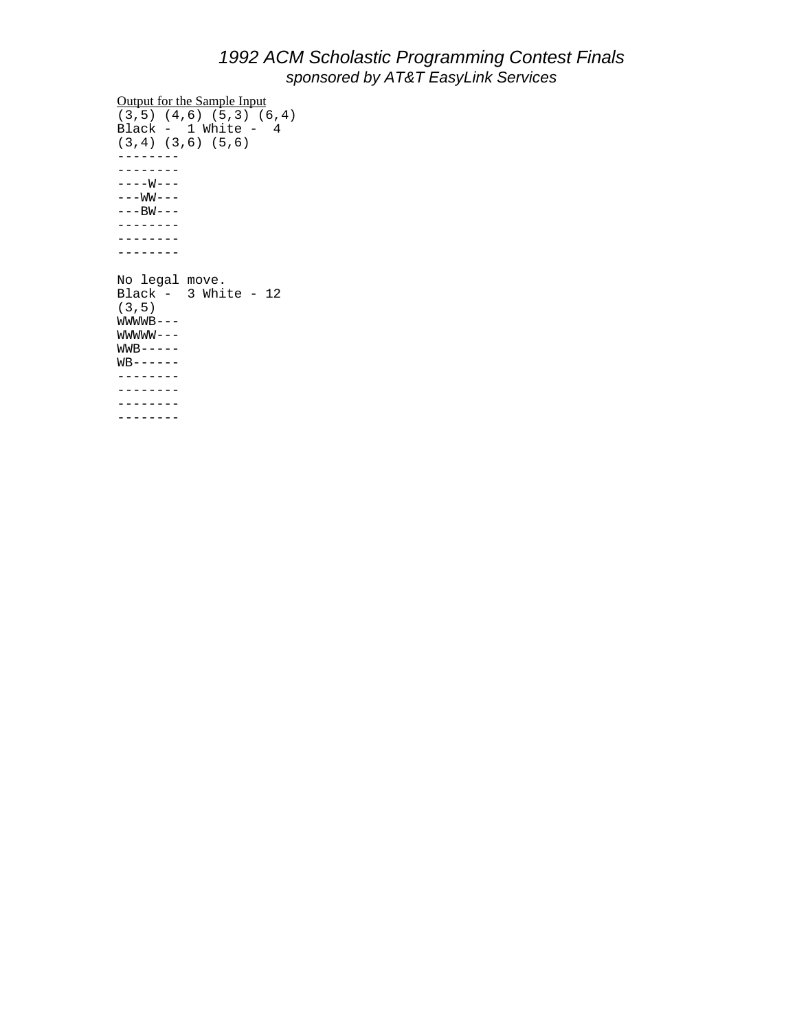<u>Output for the Sample Input</u>

```
(3,5) (4,6) (5,3) (6,4)
Black -  1 White -  4
(3,4) (3,6) (5,6)
--------
--------
----W---
---WW---
---BW---
--------
--------
--------

No legal move.
Black -  3 White - 12
(3,5)
WWWWB---
WWWWW---
WWB-----
WB------
--------
--------
--------
--------
```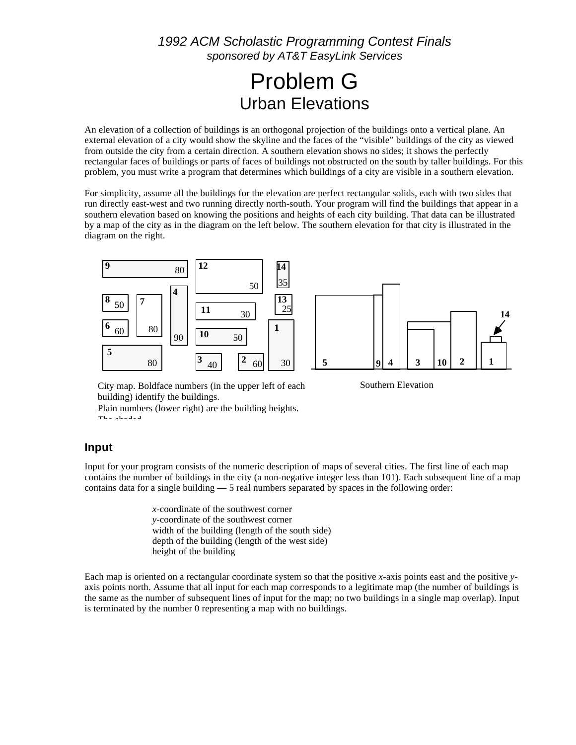*1992 ACM Scholastic Programming Contest Finals*
*sponsored by AT&T EasyLink Services*

# Problem G
## Urban Elevations

An elevation of a collection of buildings is an orthogonal projection of the buildings onto a vertical plane. An external elevation of a city would show the skyline and the faces of the "visible" buildings of the city as viewed from outside the city from a certain direction. A southern elevation shows no sides; it shows the perfectly rectangular faces of buildings or parts of faces of buildings not obstructed on the south by taller buildings. For this problem, you must write a program that determines which buildings of a city are visible in a southern elevation.

For simplicity, assume all the buildings for the elevation are perfect rectangular solids, each with two sides that run directly east-west and two running directly north-south. Your program will find the buildings that appear in a southern elevation based on knowing the positions and heights of each city building. That data can be illustrated by a map of the city as in the diagram on the left below. The southern elevation for that city is illustrated in the diagram on the right.

City map. Boldface numbers (in the upper left of each building) identify the buildings.
Plain numbers (lower right) are the building heights.
The shaded

Southern Elevation

### Input

Input for your program consists of the numeric description of maps of several cities. The first line of each map contains the number of buildings in the city (a non-negative integer less than 101). Each subsequent line of a map contains data for a single building — 5 real numbers separated by spaces in the following order:

- *x*-coordinate of the southwest corner
- *y*-coordinate of the southwest corner
- width of the building (length of the south side)
- depth of the building (length of the west side)
- height of the building

Each map is oriented on a rectangular coordinate system so that the positive *x*-axis points east and the positive *y*-axis points north. Assume that all input for each map corresponds to a legitimate map (the number of buildings is the same as the number of subsequent lines of input for the map; no two buildings in a single map overlap). Input is terminated by the number 0 representing a map with no buildings.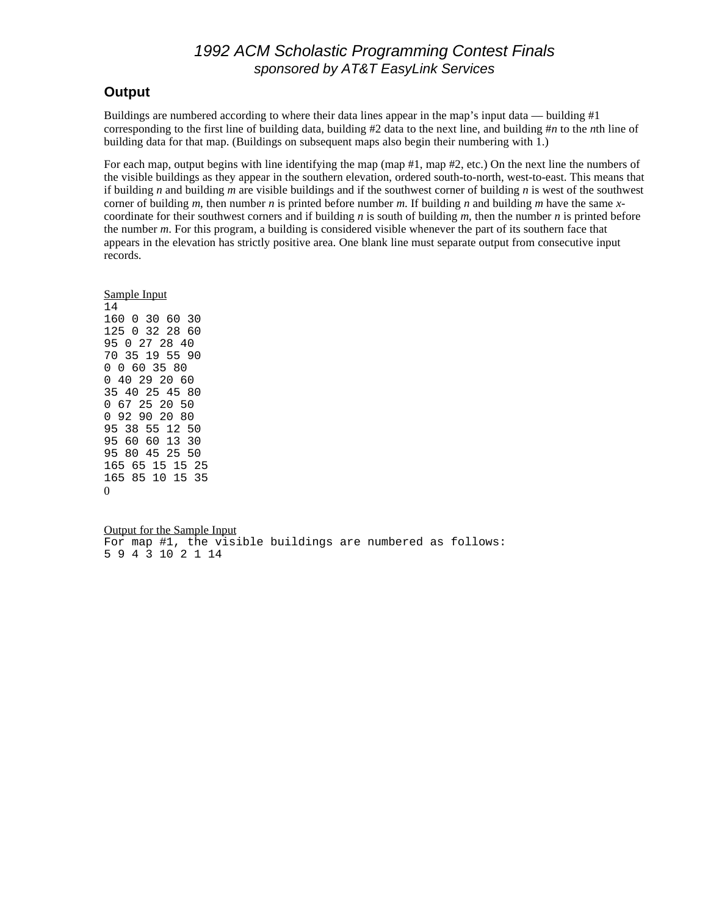## Output

Buildings are numbered according to where their data lines appear in the map's input data — building #1 corresponding to the first line of building data, building #2 data to the next line, and building #*n* to the *n*th line of building data for that map. (Buildings on subsequent maps also begin their numbering with 1.)

For each map, output begins with line identifying the map (map #1, map #2, etc.) On the next line the numbers of the visible buildings as they appear in the southern elevation, ordered south-to-north, west-to-east. This means that if building *n* and building *m* are visible buildings and if the southwest corner of building *n* is west of the southwest corner of building *m*, then number *n* is printed before number *m*. If building *n* and building *m* have the same *x*-coordinate for their southwest corners and if building *n* is south of building *m*, then the number *n* is printed before the number *m*. For this program, a building is considered visible whenever the part of its southern face that appears in the elevation has strictly positive area. One blank line must separate output from consecutive input records.

Sample Input

```
14
160 0 30 60 30
125 0 32 28 60
95 0 27 28 40
70 35 19 55 90
0 0 60 35 80
0 40 29 20 60
35 40 25 45 80
0 67 25 20 50
0 92 90 20 80
95 38 55 12 50
95 60 60 13 30
95 80 45 25 50
165 65 15 15 25
165 85 10 15 35
0
```

Output for the Sample Input

```
For map #1, the visible buildings are numbered as follows:
5 9 4 3 10 2 1 14
```